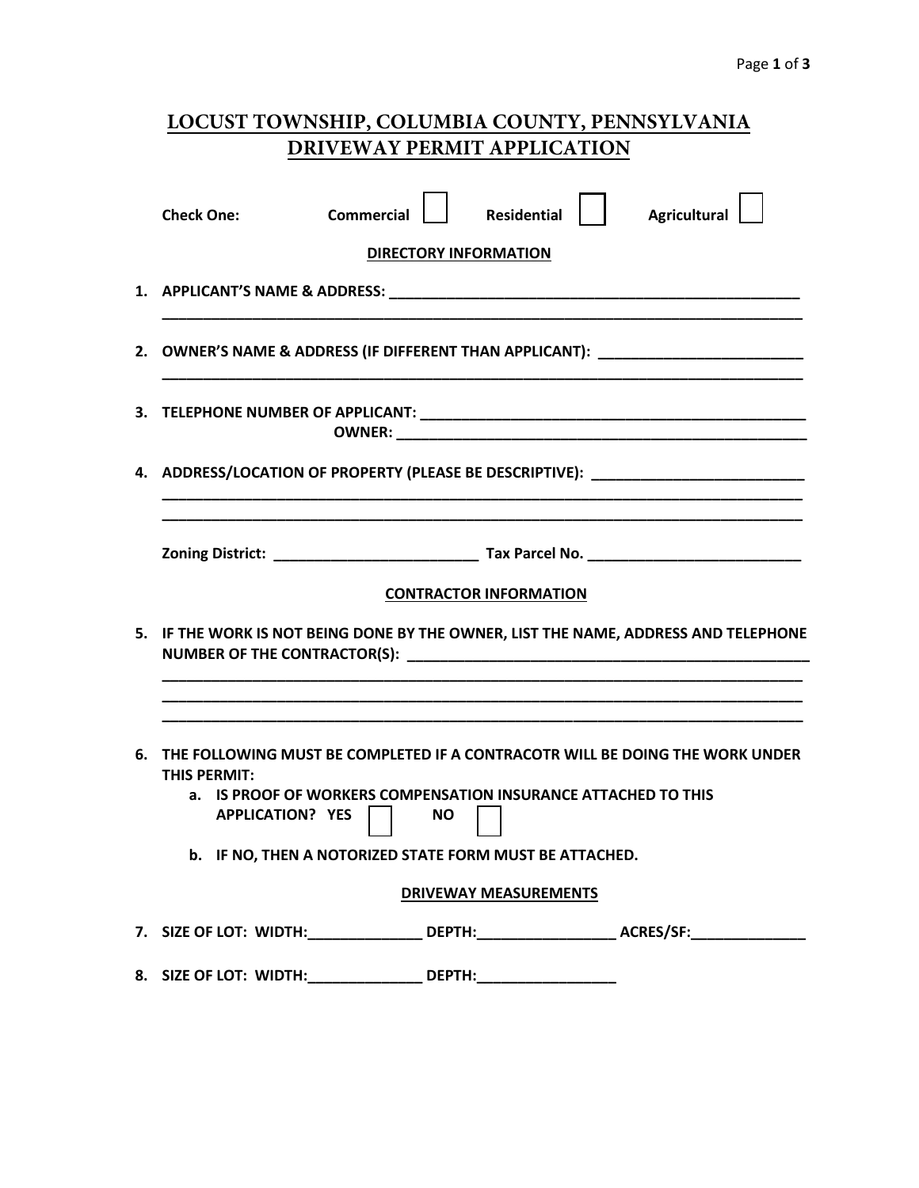# LOCUST TOWNSHIP, COLUMBIA COUNTY, PENNSYLVANIA
# DRIVEWAY PERMIT APPLICATION

**Check One:** **Commercial** ☐ **Residential** ☐ **Agricultural** ☐

## DIRECTORY INFORMATION

1. **APPLICANT'S NAME & ADDRESS:** ______________________________________________________
________________________________________________________________________________

2. **OWNER'S NAME & ADDRESS (IF DIFFERENT THAN APPLICANT):** __________________________
________________________________________________________________________________

3. **TELEPHONE NUMBER OF APPLICANT:** ______________________________________________
**OWNER:** ______________________________________________

4. **ADDRESS/LOCATION OF PROPERTY (PLEASE BE DESCRIPTIVE):** __________________________
________________________________________________________________________________
________________________________________________________________________________

**Zoning District:** _________________________ **Tax Parcel No.** __________________________

## CONTRACTOR INFORMATION

5. **IF THE WORK IS NOT BEING DONE BY THE OWNER, LIST THE NAME, ADDRESS AND TELEPHONE NUMBER OF THE CONTRACTOR(S):** ______________________________________________
________________________________________________________________________________
________________________________________________________________________________
________________________________________________________________________________

6. **THE FOLLOWING MUST BE COMPLETED IF A CONTRACOTR WILL BE DOING THE WORK UNDER THIS PERMIT:**
   a. **IS PROOF OF WORKERS COMPENSATION INSURANCE ATTACHED TO THIS APPLICATION? YES** ☐ **NO** ☐
   b. **IF NO, THEN A NOTORIZED STATE FORM MUST BE ATTACHED.**

## DRIVEWAY MEASUREMENTS

7. **SIZE OF LOT: WIDTH:**______________ **DEPTH:**_________________ **ACRES/SF:**______________

8. **SIZE OF LOT: WIDTH:**______________ **DEPTH:**_________________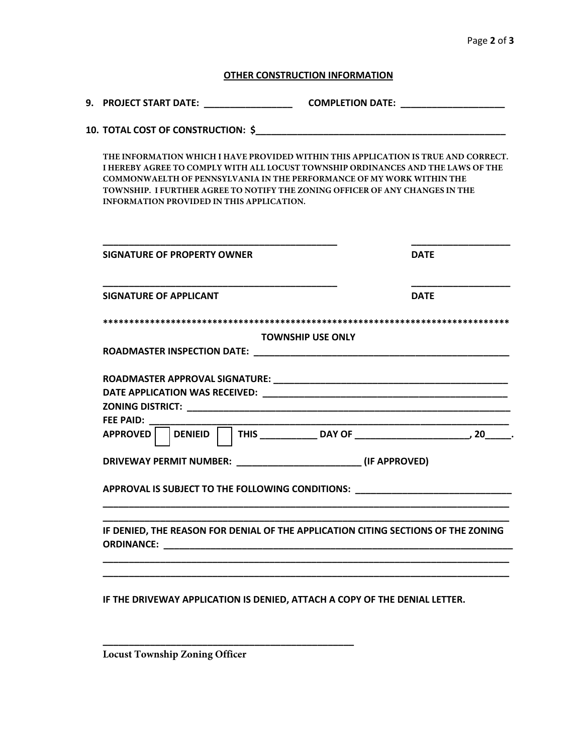## OTHER CONSTRUCTION INFORMATION

9. **PROJECT START DATE: _________________ COMPLETION DATE: ____________________**

10. **TOTAL COST OF CONSTRUCTION: $_________________________________________________**

**THE INFORMATION WHICH I HAVE PROVIDED WITHIN THIS APPLICATION IS TRUE AND CORRECT. I HEREBY AGREE TO COMPLY WITH ALL LOCUST TOWNSHIP ORDINANCES AND THE LAWS OF THE COMMONWAELTH OF PENNSYLVANIA IN THE PERFORMANCE OF MY WORK WITHIN THE TOWNSHIP. I FURTHER AGREE TO NOTIFY THE ZONING OFFICER OF ANY CHANGES IN THE INFORMATION PROVIDED IN THIS APPLICATION.**

______________________________________________ ___________________

**SIGNATURE OF PROPERTY OWNER** **DATE**

______________________________________________ ___________________

**SIGNATURE OF APPLICANT** **DATE**

*******************************************************************************

**TOWNSHIP USE ONLY**

**ROADMASTER INSPECTION DATE: _________________________________________________**

**ROADMASTER APPROVAL SIGNATURE: ______________________________________________**

**DATE APPLICATION WAS RECEIVED: _______________________________________________**

**ZONING DISTRICT: _____________________________________________________________**

**FEE PAID: ____________________________________________________________________**

**APPROVED ☐ DENIEID ☐ THIS ___________ DAY OF ______________________, 20_____.**

**DRIVEWAY PERMIT NUMBER: ________________________ (IF APPROVED)**

**APPROVAL IS SUBJECT TO THE FOLLOWING CONDITIONS: ______________________________**

_______________________________________________________________________________

_______________________________________________________________________________

**IF DENIED, THE REASON FOR DENIAL OF THE APPLICATION CITING SECTIONS OF THE ZONING ORDINANCE: ______________________________________________________________________**

_______________________________________________________________________________

_______________________________________________________________________________

**IF THE DRIVEWAY APPLICATION IS DENIED, ATTACH A COPY OF THE DENIAL LETTER.**

__________________________________________________

**Locust Township Zoning Officer**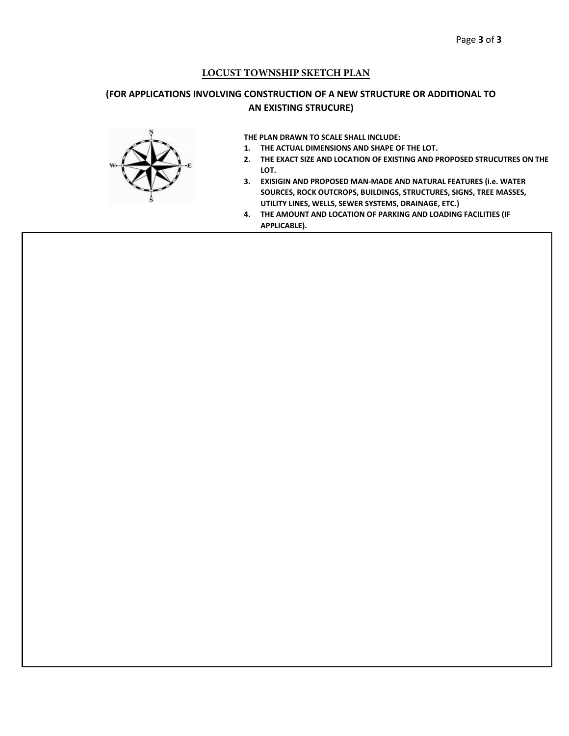## LOCUST TOWNSHIP SKETCH PLAN

### (FOR APPLICATIONS INVOLVING CONSTRUCTION OF A NEW STRUCTURE OR ADDITIONAL TO AN EXISTING STRUCURE)

N
W E
S

**THE PLAN DRAWN TO SCALE SHALL INCLUDE:**

1. **THE ACTUAL DIMENSIONS AND SHAPE OF THE LOT.**
2. **THE EXACT SIZE AND LOCATION OF EXISTING AND PROPOSED STRUCUTRES ON THE LOT.**
3. **EXISIGIN AND PROPOSED MAN-MADE AND NATURAL FEATURES (i.e. WATER SOURCES, ROCK OUTCROPS, BUILDINGS, STRUCTURES, SIGNS, TREE MASSES, UTILITY LINES, WELLS, SEWER SYSTEMS, DRAINAGE, ETC.)**
4. **THE AMOUNT AND LOCATION OF PARKING AND LOADING FACILITIES (IF APPLICABLE).**